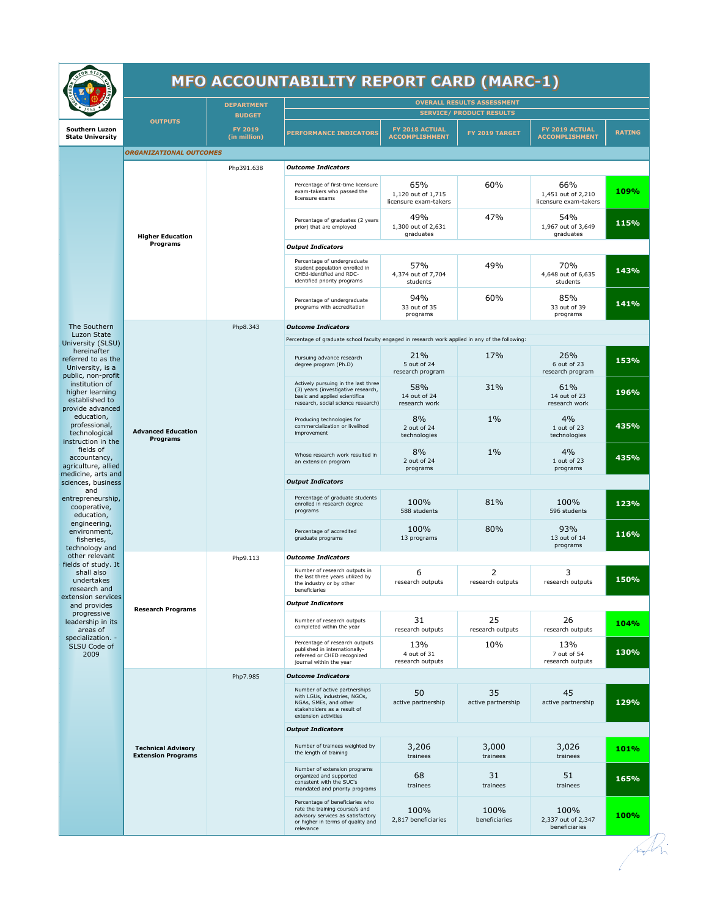# MFO ACCOUNTABILITY REPORT CARD (MARC-1)

| Southern Luzon State University | OUTPUTS | DEPARTMENT BUDGET FY 2019 (in million) | OVERALL RESULTS ASSESSMENT SERVICE/ PRODUCT RESULTS PERFORMANCE INDICATORS | FY 2018 ACTUAL ACCOMPLISHMENT | FY 2019 TARGET | FY 2019 ACTUAL ACCOMPLISHMENT | RATING |
|---|---|---|---|---|---|---|---|
| | *ORGANIZATIONAL OUTCOMES* | | | | | | |
| The Southern Luzon State University (SLSU) hereinafter referred to as the University, is a public, non-profit institution of higher learning established to provide advanced education, professional, technological instruction in the fields of accountancy, agriculture, allied medicine, arts and sciences, business and entrepreneurship, cooperative, education, engineering, environment, fisheries, technology and other relevant fields of study. It shall also undertakes research and extension services and provides progressive leadership in its areas of specialization. - SLSU Code of 2009 | Higher Education Programs | Php391.638 | ***Outcome Indicators*** | | | | |
| | | | Percentage of first-time licensure exam-takers who passed the licensure exams | 65% 1,120 out of 1,715 licensure exam-takers | 60% | 66% 1,451 out of 2,210 licensure exam-takers | 109% |
| | | | Percentage of graduates (2 years prior) that are employed | 49% 1,300 out of 2,631 graduates | 47% | 54% 1,967 out of 3,649 graduates | 115% |
| | | | ***Output Indicators*** | | | | |
| | | | Percentage of undergraduate student population enrolled in CHEd-identified and RDC-identified priority programs | 57% 4,374 out of 7,704 students | 49% | 70% 4,648 out of 6,635 students | 143% |
| | | | Percentage of undergraduate programs with accreditation | 94% 33 out of 35 programs | 60% | 85% 33 out of 39 programs | 141% |
| | Advanced Education Programs | Php8.343 | ***Outcome Indicators*** | | | | |
| | | | Percentage of graduate school faculty engaged in research work applied in any of the following: | | | | |
| | | | Pursuing advance research degree program (Ph.D) | 21% 5 out of 24 research program | 17% | 26% 6 out of 23 research program | 153% |
| | | | Actively pursuing in the last three (3) years (investigative research, basic and applied scientifica research, social science research) | 58% 14 out of 24 research work | 31% | 61% 14 out of 23 research work | 196% |
| | | | Producing technologies for commercialization or livelihod improvement | 8% 2 out of 24 technologies | 1% | 4% 1 out of 23 technologies | 435% |
| | | | Whose research work resulted in an extension program | 8% 2 out of 24 programs | 1% | 4% 1 out of 23 programs | 435% |
| | | | ***Output Indicators*** | | | | |
| | | | Percentage of graduate students enrolled in research degree programs | 100% 588 students | 81% | 100% 596 students | 123% |
| | | | Percentage of accredited graduate programs | 100% 13 programs | 80% | 93% 13 out of 14 programs | 116% |
| | Research Programs | Php9.113 | ***Outcome Indicators*** | | | | |
| | | | Number of research outputs in the last three years utilized by the industry or by other beneficiaries | 6 research outputs | 2 research outputs | 3 research outputs | 150% |
| | | | ***Output Indicators*** | | | | |
| | | | Number of research outputs completed within the year | 31 research outputs | 25 research outputs | 26 research outputs | 104% |
| | | | Percentage of research outputs published in internationally-refereed or CHED recognized journal within the year | 13% 4 out of 31 research outputs | 10% | 13% 7 out of 54 research outputs | 130% |
| | Technical Advisory Extension Programs | Php7.985 | ***Outcome Indicators*** | | | | |
| | | | Number of active partnerships with LGUs, industries, NGOs, NGAs, SMEs, and other stakeholders as a result of extension activities | 50 active partnership | 35 active partnership | 45 active partnership | 129% |
| | | | ***Output Indicators*** | | | | |
| | | | Number of trainees weighted by the length of training | 3,206 trainees | 3,000 trainees | 3,026 trainees | 101% |
| | | | Number of extension programs organized and supported consstent with the SUC's mandated and priority programs | 68 trainees | 31 trainees | 51 trainees | 165% |
| | | | Percentage of beneficiaries who rate the training course/s and advisory services as satisfactory or higher in terms of quality and relevance | 100% 2,817 beneficiaries | 100% beneficiaries | 100% 2,337 out of 2,347 beneficiaries | 100% |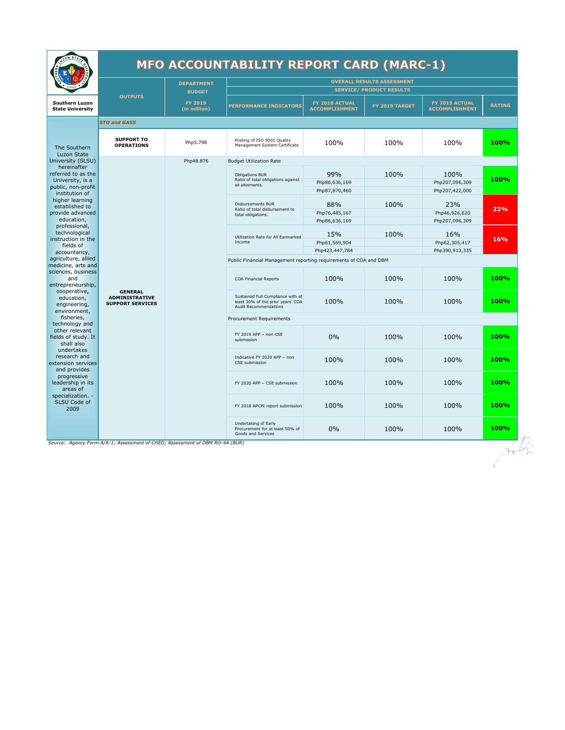# MFO ACCOUNTABILITY REPORT CARD (MARC-1)

| Southern Luzon State University | OUTPUTS | DEPARTMENT BUDGET FY 2019 (in million) | PERFORMANCE INDICATORS | FY 2018 ACTUAL ACCOMPLISHMENT | FY 2019 TARGET | FY 2019 ACTUAL ACCOMPLISHMENT | RATING |
|---|---|---|---|---|---|---|---|
| | *STO and GASS* | | | | | | |
| The Southern Luzon State University (SLSU) hereinafter referred to as the University, is a public, non-profit institution of higher learning established to provide advanced education, professional, technological instruction in the fields of accountancy, agriculture, allied medicine, arts and sciences, business and entrepreneurship, cooperative, education, engineering, environment, fisheries, technology and other relevant fields of study. It shall also undertakes research and extension services and provides progressive leadership in its areas of specialization. - SLSU Code of 2009 | SUPPORT TO OPERATIONS | Php5.798 | Posting of ISO 9001 Quality Management System Certificate | 100% | 100% | 100% | 100% |
| | GENERAL ADMINISTRATIVE SUPPORT SERVICES | Php48.876 | Budget Utilization Rate | | | | |
| | | | Obligations BUR Ratio of total obligations against all allotments. | 99% | 100% | 100% | 100% |
| | | | | Php86,636,169 | | Php207,096,309 | |
| | | | | Php87,870,460 | | Php207,422,000 | |
| | | | Disbursements BUR Ratio of total disbursement to total obligations. | 88% | 100% | 23% | 23% |
| | | | | Php76,485,167 | | Php46,926,620 | |
| | | | | Php86,636,169 | | Php207,096,309 | |
| | | | Utilization Rate for All Earmarked Income | 15% | 100% | 16% | 16% |
| | | | | Php61,569,904 | | Php62,305,417 | |
| | | | | Php423,447,784 | | Php390,913,335 | |
| | | | Public Financial Management reporting requirements of COA and DBM | | | | |
| | | | COA Financial Reports | 100% | 100% | 100% | 100% |
| | | | Sustained Full Compliance with at least 30% of the prior years' COA Audit Recommendations | 100% | 100% | 100% | 100% |
| | | | Procurement Requirements | | | | |
| | | | FY 2019 APP – non CSE submission | 0% | 100% | 100% | 100% |
| | | | Indicative FY 2020 APP – non CSE submission | 100% | 100% | 100% | 100% |
| | | | FY 2020 APP – CSE submission | 100% | 100% | 100% | 100% |
| | | | FY 2018 APCPI report submission | 100% | 100% | 100% | 100% |
| | | | Undertaking of Early Procurement for at least 50% of Goods and Services | 0% | 100% | 100% | 100% |

*Source: Agency Form A/A-1; Assessment of CHED; Assessment of DBM RO-4A (BUR)*